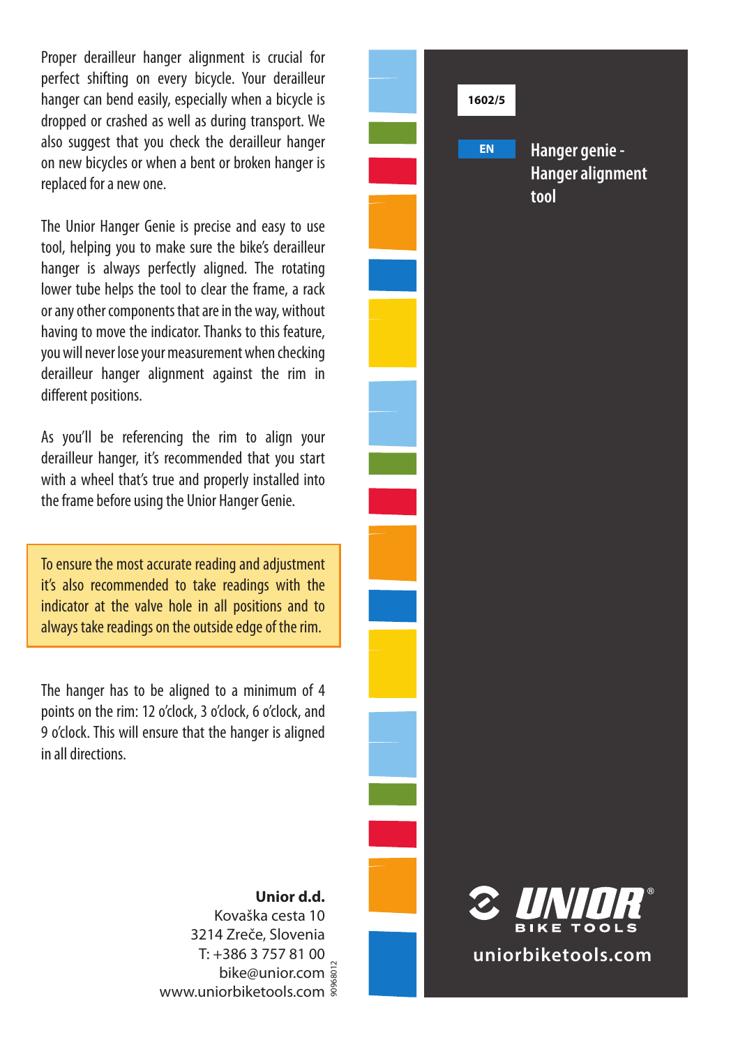1602/5

EN

# Hanger genie - Hanger alignment tool

Proper derailleur hanger alignment is crucial for perfect shifting on every bicycle. Your derailleur hanger can bend easily, especially when a bicycle is dropped or crashed as well as during transport. We also suggest that you check the derailleur hanger on new bicycles or when a bent or broken hanger is replaced for a new one.

The Unior Hanger Genie is precise and easy to use tool, helping you to make sure the bike's derailleur hanger is always perfectly aligned. The rotating lower tube helps the tool to clear the frame, a rack or any other components that are in the way, without having to move the indicator. Thanks to this feature, you will never lose your measurement when checking derailleur hanger alignment against the rim in different positions.

As you'll be referencing the rim to align your derailleur hanger, it's recommended that you start with a wheel that's true and properly installed into the frame before using the Unior Hanger Genie.

> To ensure the most accurate reading and adjustment it's also recommended to take readings with the indicator at the valve hole in all positions and to always take readings on the outside edge of the rim.

The hanger has to be aligned to a minimum of 4 points on the rim: 12 o'clock, 3 o'clock, 6 o'clock, and 9 o'clock. This will ensure that the hanger is aligned in all directions.

**Unior d.d.**
Kovaška cesta 10
3214 Zreče, Slovenia
T: +386 3 757 81 00
bike@unior.com
www.uniorbiketools.com

90968012

UNIOR® BIKE TOOLS

uniorbiketools.com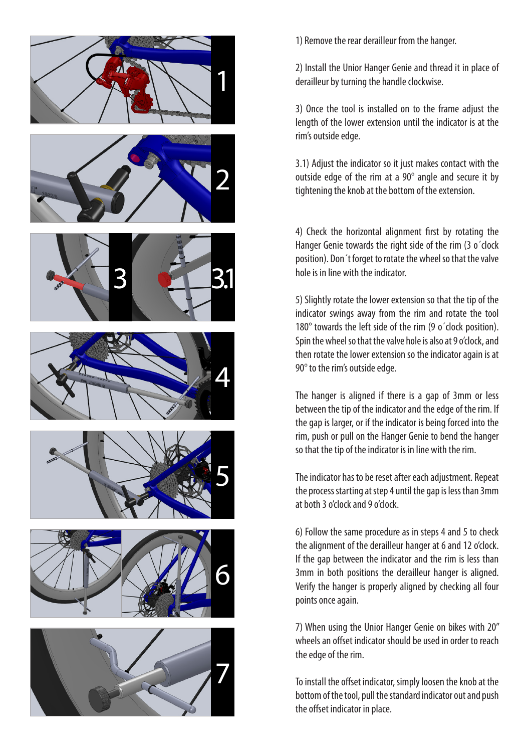1) Remove the rear derailleur from the hanger.

2) Install the Unior Hanger Genie and thread it in place of derailleur by turning the handle clockwise.

3) Once the tool is installed on to the frame adjust the length of the lower extension until the indicator is at the rim's outside edge.

3.1) Adjust the indicator so it just makes contact with the outside edge of the rim at a 90° angle and secure it by tightening the knob at the bottom of the extension.

4) Check the horizontal alignment first by rotating the Hanger Genie towards the right side of the rim (3 o´clock position). Don´t forget to rotate the wheel so that the valve hole is in line with the indicator.

5) Slightly rotate the lower extension so that the tip of the indicator swings away from the rim and rotate the tool 180° towards the left side of the rim (9 o´clock position). Spin the wheel so that the valve hole is also at 9 o'clock, and then rotate the lower extension so the indicator again is at 90° to the rim's outside edge.

The hanger is aligned if there is a gap of 3mm or less between the tip of the indicator and the edge of the rim. If the gap is larger, or if the indicator is being forced into the rim, push or pull on the Hanger Genie to bend the hanger so that the tip of the indicator is in line with the rim.

The indicator has to be reset after each adjustment. Repeat the process starting at step 4 until the gap is less than 3mm at both 3 o'clock and 9 o'clock.

6) Follow the same procedure as in steps 4 and 5 to check the alignment of the derailleur hanger at 6 and 12 o'clock. If the gap between the indicator and the rim is less than 3mm in both positions the derailleur hanger is aligned. Verify the hanger is properly aligned by checking all four points once again.

7) When using the Unior Hanger Genie on bikes with 20″ wheels an offset indicator should be used in order to reach the edge of the rim.

To install the offset indicator, simply loosen the knob at the bottom of the tool, pull the standard indicator out and push the offset indicator in place.